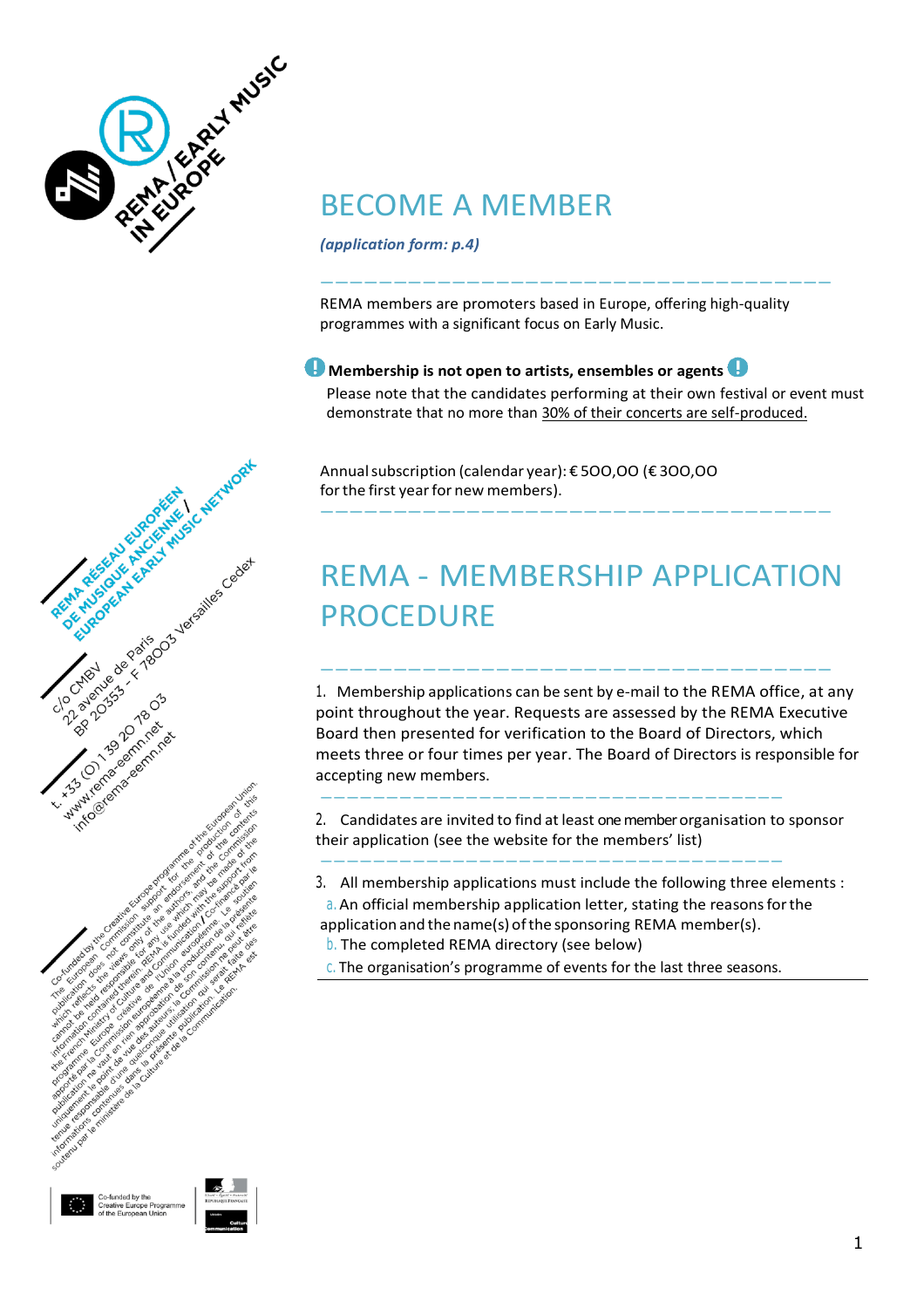REMA / EARLY MUSIC IN EUROPE

# BECOME A MEMBER

***(application form: p.4)***

REMA members are promoters based in Europe, offering high-quality programmes with a significant focus on Early Music.

**Membership is not open to artists, ensembles or agents**

Please note that the candidates performing at their own festival or event must demonstrate that no more than 30% of their concerts are self-produced.

Annual subscription (calendar year): € 500,00 (€ 300,00 for the first year for new members).

# REMA - MEMBERSHIP APPLICATION PROCEDURE

1. Membership applications can be sent by e-mail to the REMA office, at any point throughout the year. Requests are assessed by the REMA Executive Board then presented for verification to the Board of Directors, which meets three or four times per year. The Board of Directors is responsible for accepting new members.

2. Candidates are invited to find at least one member organisation to sponsor their application (see the website for the members' list)

3. All membership applications must include the following three elements :
   a. An official membership application letter, stating the reasons for the application and the name(s) of the sponsoring REMA member(s).
   b. The completed REMA directory (see below)
   c. The organisation's programme of events for the last three seasons.

REMA RÉSEAU EUROPÉEN DE MUSIQUE ANCIENNE / EUROPEAN EARLY MUSIC NETWORK

c/o CMBV
22 avenue de Paris
BP 20353 - F 78003 Versailles Cedex

t. +33 (0) 1 39 20 78 03
www.rema-eemn.net
info@rema-eemn.net

Co-funded by the Creative Europe programme of the European Union. The European Commission support for the production of this publication does not constitute an endorsement of the contents which reflects the views only of the authors, and the Commission cannot be held responsible for any use which may be made of the information contained therein. REMA is funded with the support from the French Ministry of Culture and Communication / Co-financé par le programme Europe créative de l'Union européenne. Le soutien apporté par la Commission européenne à la production de la présente publication ne vaut en rien approbation de son contenu, qui reflète uniquement le point de vue des auteurs, la Commission ne peut être tenue responsable d'une quelconque utilisation qui serait faite des informations contenues dans la présente publication. Le REMA est soutenu par le ministère de la Culture et de la Communication.

Co-funded by the Creative Europe Programme of the European Union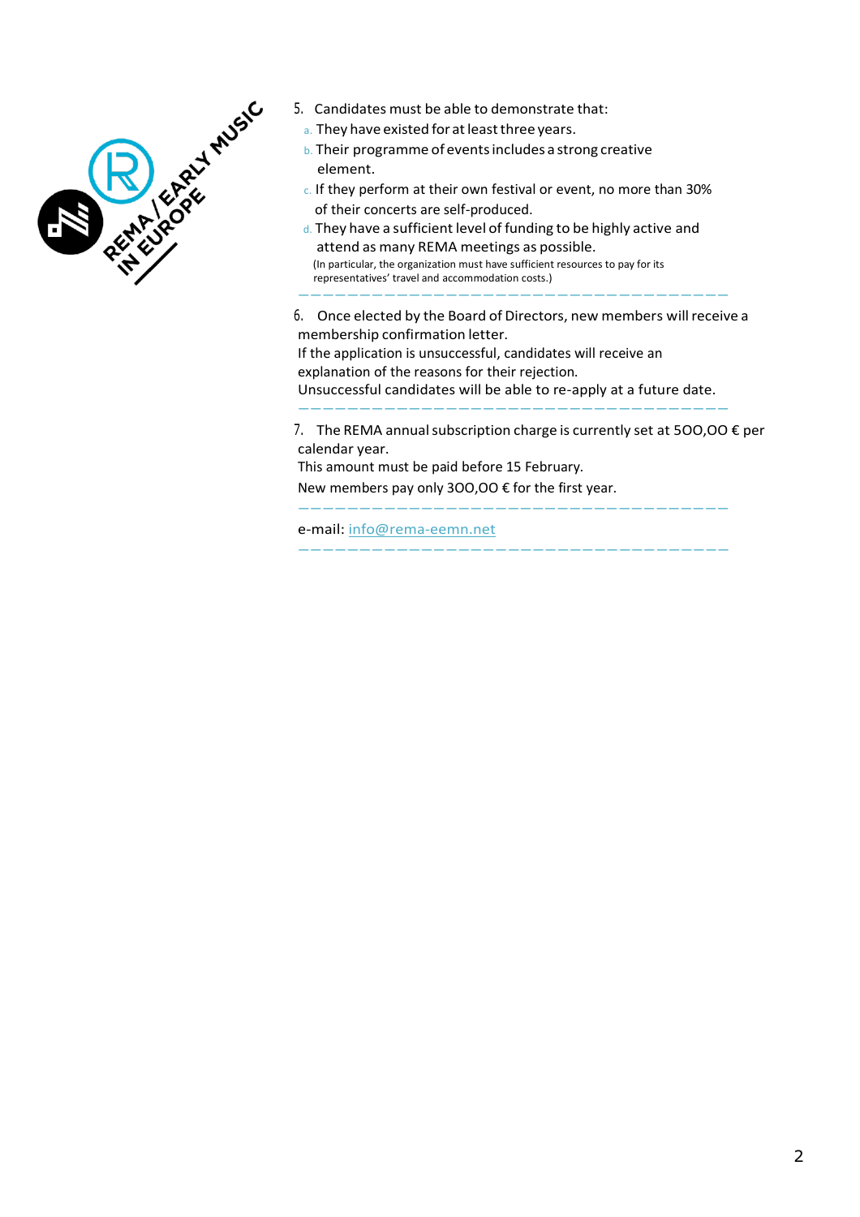5. Candidates must be able to demonstrate that:
   a. They have existed for at least three years.
   b. Their programme of events includes a strong creative element.
   c. If they perform at their own festival or event, no more than 30% of their concerts are self-produced.
   d. They have a sufficient level of funding to be highly active and attend as many REMA meetings as possible.
      (In particular, the organization must have sufficient resources to pay for its representatives' travel and accommodation costs.)

---

6. Once elected by the Board of Directors, new members will receive a membership confirmation letter.
If the application is unsuccessful, candidates will receive an explanation of the reasons for their rejection.
Unsuccessful candidates will be able to re-apply at a future date.

---

7. The REMA annual subscription charge is currently set at 500,00 € per calendar year.
This amount must be paid before 15 February.
New members pay only 300,00 € for the first year.

---

e-mail: info@rema-eemn.net

---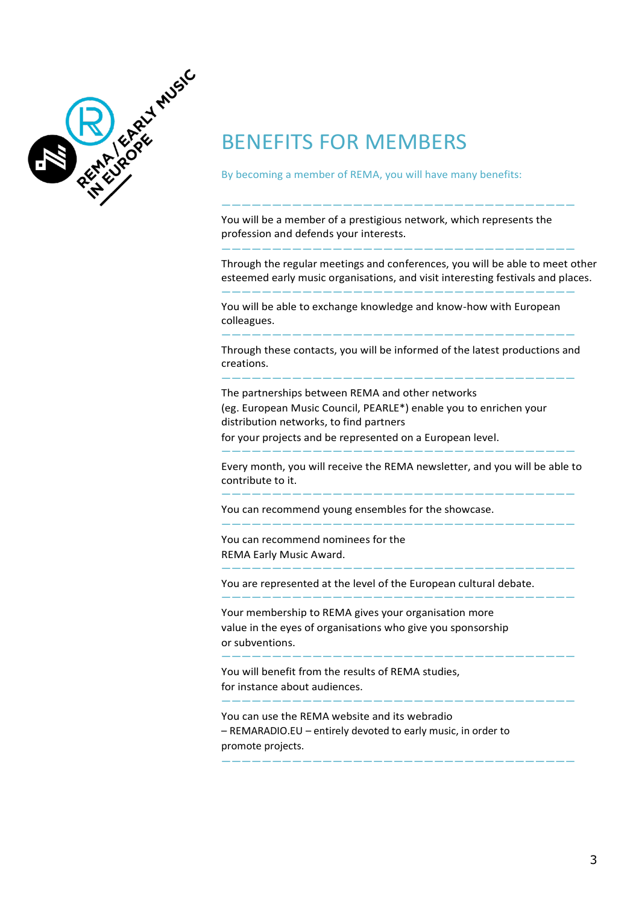# BENEFITS FOR MEMBERS

By becoming a member of REMA, you will have many benefits:

---

You will be a member of a prestigious network, which represents the profession and defends your interests.

---

Through the regular meetings and conferences, you will be able to meet other esteemed early music organisations, and visit interesting festivals and places.

---

You will be able to exchange knowledge and know-how with European colleagues.

---

Through these contacts, you will be informed of the latest productions and creations.

---

The partnerships between REMA and other networks (eg. European Music Council, PEARLE*) enable you to enrichen your distribution networks, to find partners for your projects and be represented on a European level.

---

Every month, you will receive the REMA newsletter, and you will be able to contribute to it.

---

You can recommend young ensembles for the showcase.

---

You can recommend nominees for the REMA Early Music Award.

---

You are represented at the level of the European cultural debate.

---

Your membership to REMA gives your organisation more value in the eyes of organisations who give you sponsorship or subventions.

---

You will benefit from the results of REMA studies, for instance about audiences.

---

You can use the REMA website and its webradio – REMARADIO.EU – entirely devoted to early music, in order to promote projects.

---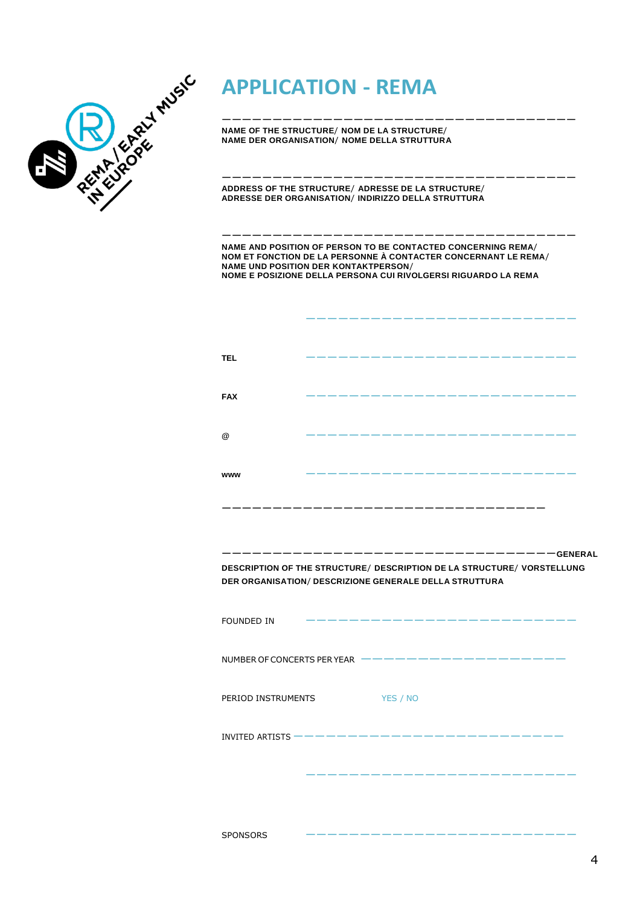# APPLICATION - REMA

**NAME OF THE STRUCTURE/ NOM DE LA STRUCTURE/ NAME DER ORGANISATION/ NOME DELLA STRUTTURA**

**ADDRESS OF THE STRUCTURE/ ADRESSE DE LA STRUCTURE/ ADRESSE DER ORGANISATION/ INDIRIZZO DELLA STRUTTURA**

**NAME AND POSITION OF PERSON TO BE CONTACTED CONCERNING REMA/ NOM ET FONCTION DE LA PERSONNE À CONTACTER CONCERNANT LE REMA/ NAME UND POSITION DER KONTAKTPERSON/ NOME E POSIZIONE DELLA PERSONA CUI RIVOLGERSI RIGUARDO LA REMA**

**TEL**

**FAX**

**@**

**www**

**GENERAL DESCRIPTION OF THE STRUCTURE/ DESCRIPTION DE LA STRUCTURE/ VORSTELLUNG DER ORGANISATION/ DESCRIZIONE GENERALE DELLA STRUTTURA**

FOUNDED IN

NUMBER OF CONCERTS PER YEAR

PERIOD INSTRUMENTS YES / NO

INVITED ARTISTS

SPONSORS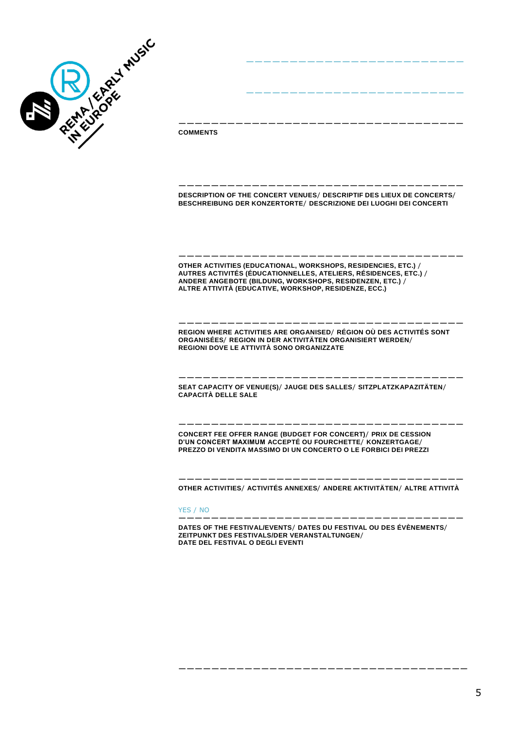**COMMENTS**

---

**DESCRIPTION OF THE CONCERT VENUES/ DESCRIPTIF DES LIEUX DE CONCERTS/ BESCHREIBUNG DER KONZERTORTE/ DESCRIZIONE DEI LUOGHI DEI CONCERTI**

---

**OTHER ACTIVITIES (EDUCATIONAL, WORKSHOPS, RESIDENCIES, ETC.) / AUTRES ACTIVITÉS (ÉDUCATIONNELLES, ATELIERS, RÉSIDENCES, ETC.) / ANDERE ANGEBOTE (BILDUNG, WORKSHOPS, RESIDENZEN, ETC.) / ALTRE ATTIVITÀ (EDUCATIVE, WORKSHOP, RESIDENZE, ECC.)**

---

**REGION WHERE ACTIVITIES ARE ORGANISED/ RÉGION OÙ DES ACTIVITÉS SONT ORGANISÉES/ REGION IN DER AKTIVITÄTEN ORGANISIERT WERDEN/ REGIONI DOVE LE ATTIVITÀ SONO ORGANIZZATE**

---

**SEAT CAPACITY OF VENUE(S)/ JAUGE DES SALLES/ SITZPLATZKAPAZITÄTEN/ CAPACITÀ DELLE SALE**

---

**CONCERT FEE OFFER RANGE (BUDGET FOR CONCERT)/ PRIX DE CESSION D'UN CONCERT MAXIMUM ACCEPTÉ OU FOURCHETTE/ KONZERTGAGE/ PREZZO DI VENDITA MASSIMO DI UN CONCERTO O LE FORBICI DEI PREZZI**

---

**OTHER ACTIVITIES/ ACTIVITÉS ANNEXES/ ANDERE AKTIVITÄTEN/ ALTRE ATTIVITÀ**

YES / NO

---

**DATES OF THE FESTIVAL/EVENTS/ DATES DU FESTIVAL OU DES ÉVÈNEMENTS/ ZEITPUNKT DES FESTIVALS/DER VERANSTALTUNGEN/ DATE DEL FESTIVAL O DEGLI EVENTI**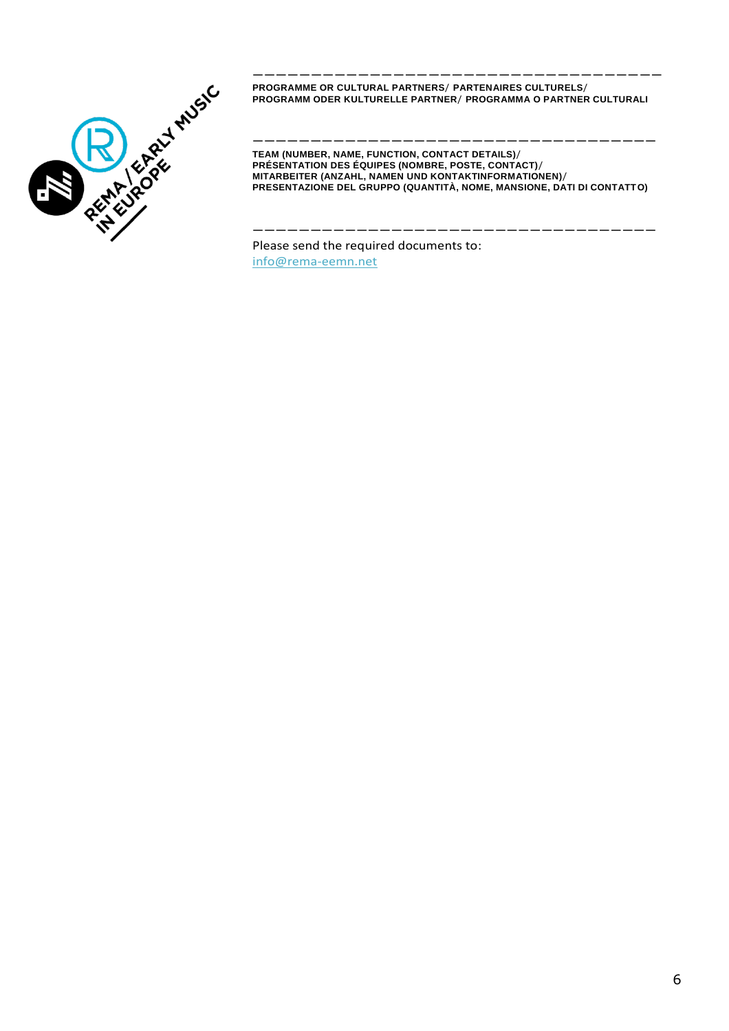**PROGRAMME OR CULTURAL PARTNERS/ PARTENAIRES CULTURELS/ PROGRAMM ODER KULTURELLE PARTNER/ PROGRAMMA O PARTNER CULTURALI**

---

**TEAM (NUMBER, NAME, FUNCTION, CONTACT DETAILS)/ PRÉSENTATION DES ÉQUIPES (NOMBRE, POSTE, CONTACT)/ MITARBEITER (ANZAHL, NAMEN UND KONTAKTINFORMATIONEN)/ PRESENTAZIONE DEL GRUPPO (QUANTITÀ, NOME, MANSIONE, DATI DI CONTATTO)**

---

Please send the required documents to:
info@rema-eemn.net